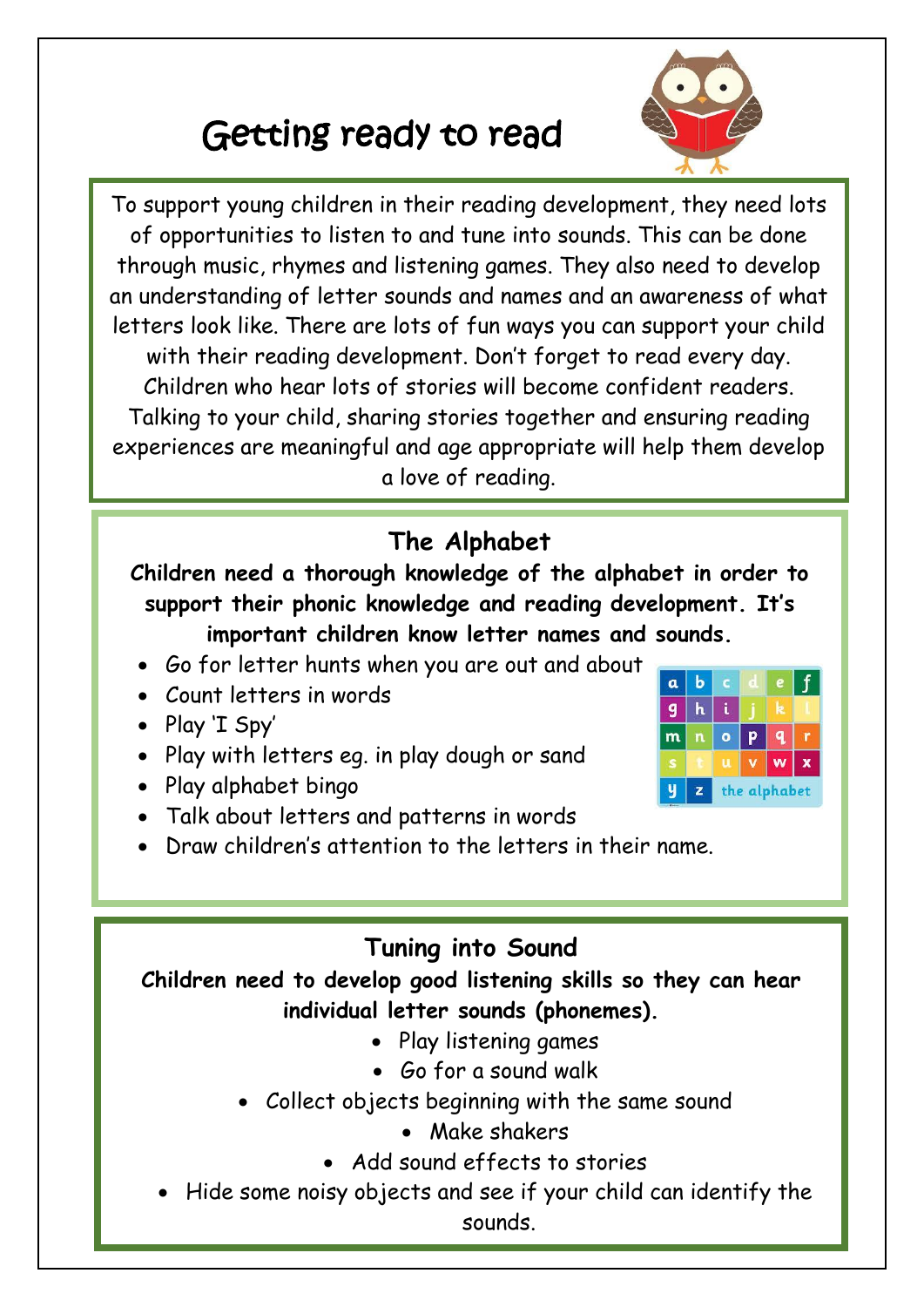# Getting ready to read

To support young children in their reading development, they need lots of opportunities to listen to and tune into sounds. This can be done through music, rhymes and listening games. They also need to develop an understanding of letter sounds and names and an awareness of what letters look like. There are lots of fun ways you can support your child with their reading development. Don't forget to read every day. Children who hear lots of stories will become confident readers. Talking to your child, sharing stories together and ensuring reading experiences are meaningful and age appropriate will help them develop a love of reading.

## The Alphabet

**Children need a thorough knowledge of the alphabet in order to support their phonic knowledge and reading development. It's important children know letter names and sounds.**

- Go for letter hunts when you are out and about
- Count letters in words
- Play 'I Spy'
- Play with letters eg. in play dough or sand
- Play alphabet bingo
- Talk about letters and patterns in words
- Draw children's attention to the letters in their name.

## Tuning into Sound

**Children need to develop good listening skills so they can hear individual letter sounds (phonemes).**

- Play listening games
- Go for a sound walk
- Collect objects beginning with the same sound
- Make shakers
- Add sound effects to stories
- Hide some noisy objects and see if your child can identify the sounds.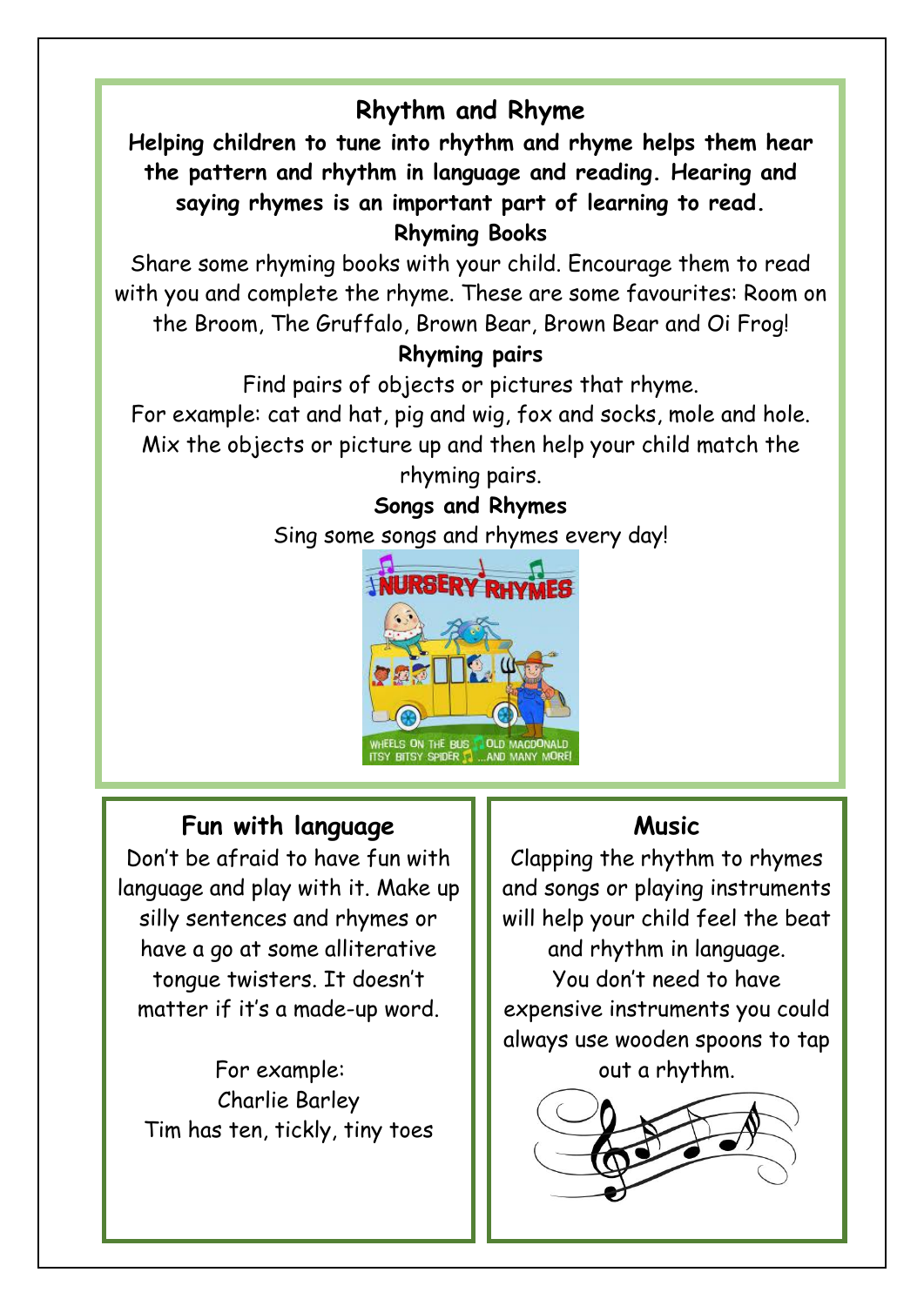## Rhythm and Rhyme

**Helping children to tune into rhythm and rhyme helps them hear the pattern and rhythm in language and reading. Hearing and saying rhymes is an important part of learning to read.**

### Rhyming Books

Share some rhyming books with your child. Encourage them to read with you and complete the rhyme. These are some favourites: Room on the Broom, The Gruffalo, Brown Bear, Brown Bear and Oi Frog!

### Rhyming pairs

Find pairs of objects or pictures that rhyme.
For example: cat and hat, pig and wig, fox and socks, mole and hole.
Mix the objects or picture up and then help your child match the rhyming pairs.

### Songs and Rhymes

Sing some songs and rhymes every day!

## Fun with language

Don't be afraid to have fun with language and play with it. Make up silly sentences and rhymes or have a go at some alliterative tongue twisters. It doesn't matter if it's a made-up word.

For example:
Charlie Barley
Tim has ten, tickly, tiny toes

## Music

Clapping the rhythm to rhymes and songs or playing instruments will help your child feel the beat and rhythm in language.
You don't need to have expensive instruments you could always use wooden spoons to tap out a rhythm.